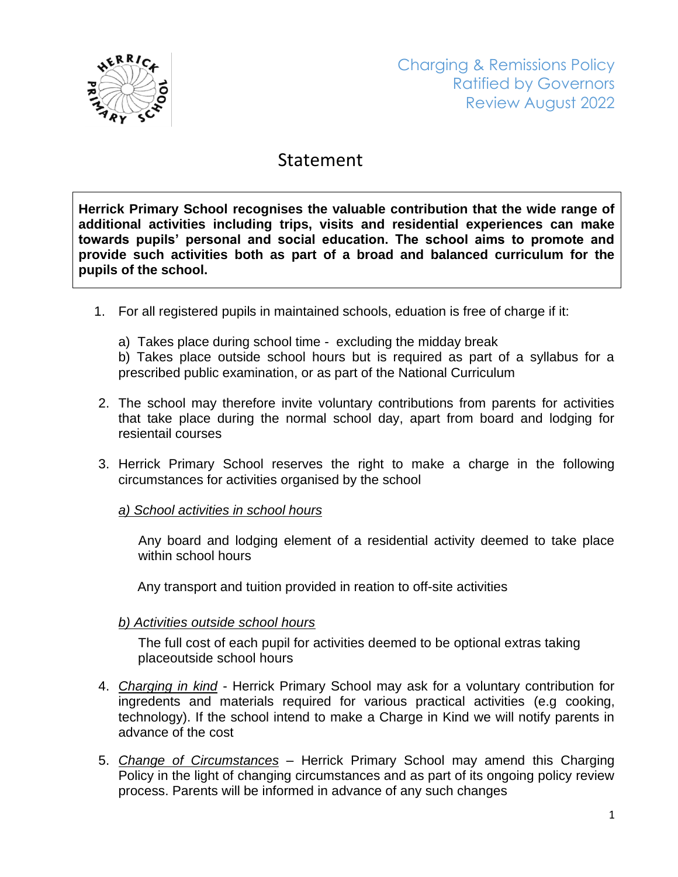Charging & Remissions Policy
Ratified by Governors
Review August 2022

# Statement

**Herrick Primary School recognises the valuable contribution that the wide range of additional activities including trips, visits and residential experiences can make towards pupils' personal and social education. The school aims to promote and provide such activities both as part of a broad and balanced curriculum for the pupils of the school.**

1. For all registered pupils in maintained schools, eduation is free of charge if it:

   a) Takes place during school time - excluding the midday break
   b) Takes place outside school hours but is required as part of a syllabus for a prescribed public examination, or as part of the National Curriculum

2. The school may therefore invite voluntary contributions from parents for activities that take place during the normal school day, apart from board and lodging for resientail courses

3. Herrick Primary School reserves the right to make a charge in the following circumstances for activities organised by the school

   *a) School activities in school hours*

   Any board and lodging element of a residential activity deemed to take place within school hours

   Any transport and tuition provided in reation to off-site activities

   *b) Activities outside school hours*

   The full cost of each pupil for activities deemed to be optional extras taking placeoutside school hours

4. *Charging in kind* - Herrick Primary School may ask for a voluntary contribution for ingredients and materials required for various practical activities (e.g cooking, technology). If the school intend to make a Charge in Kind we will notify parents in advance of the cost

5. *Change of Circumstances* – Herrick Primary School may amend this Charging Policy in the light of changing circumstances and as part of its ongoing policy review process. Parents will be informed in advance of any such changes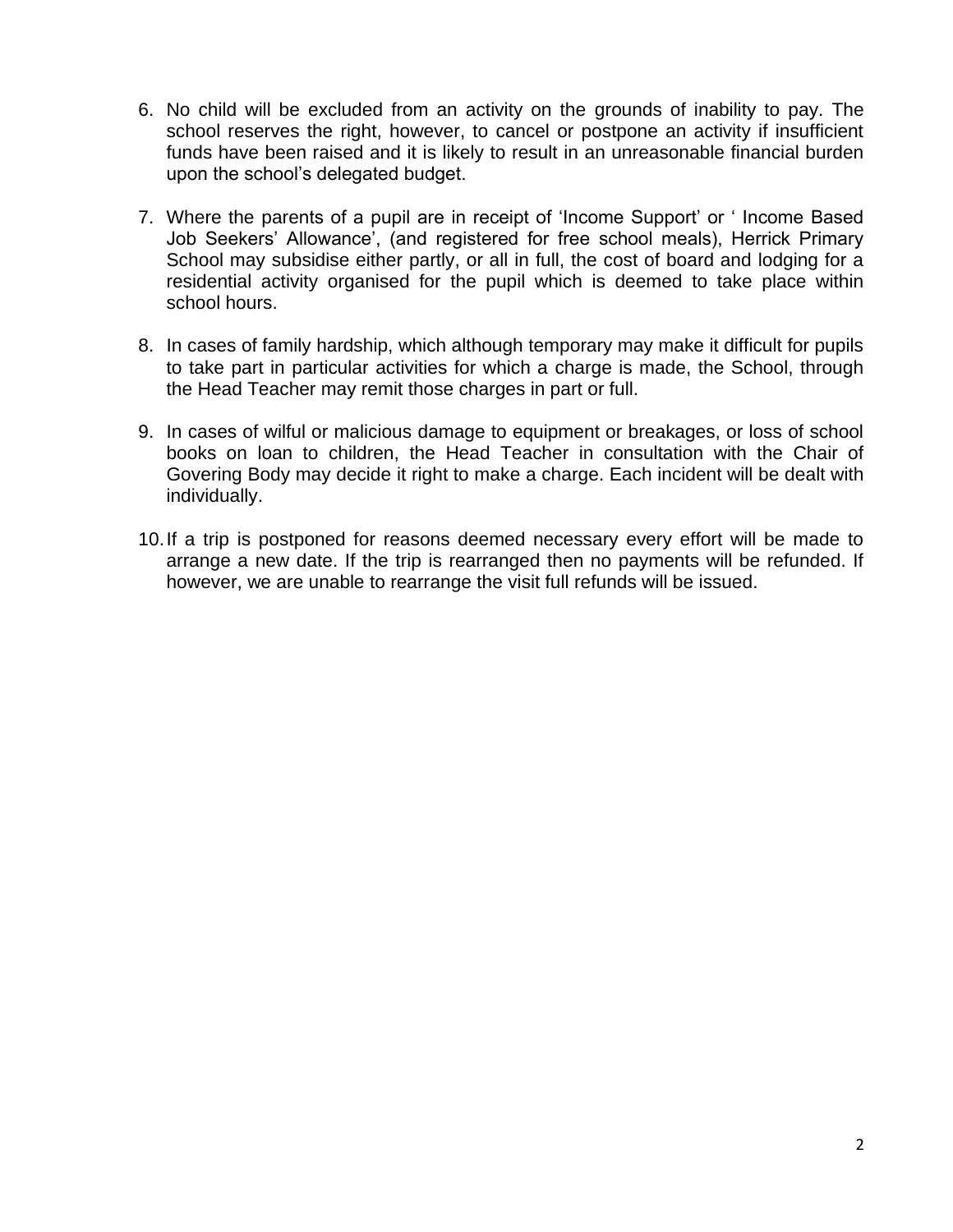6. No child will be excluded from an activity on the grounds of inability to pay. The school reserves the right, however, to cancel or postpone an activity if insufficient funds have been raised and it is likely to result in an unreasonable financial burden upon the school's delegated budget.

7. Where the parents of a pupil are in receipt of 'Income Support' or ' Income Based Job Seekers' Allowance', (and registered for free school meals), Herrick Primary School may subsidise either partly, or all in full, the cost of board and lodging for a residential activity organised for the pupil which is deemed to take place within school hours.

8. In cases of family hardship, which although temporary may make it difficult for pupils to take part in particular activities for which a charge is made, the School, through the Head Teacher may remit those charges in part or full.

9. In cases of wilful or malicious damage to equipment or breakages, or loss of school books on loan to children, the Head Teacher in consultation with the Chair of Govering Body may decide it right to make a charge. Each incident will be dealt with individually.

10. If a trip is postponed for reasons deemed necessary every effort will be made to arrange a new date. If the trip is rearranged then no payments will be refunded. If however, we are unable to rearrange the visit full refunds will be issued.